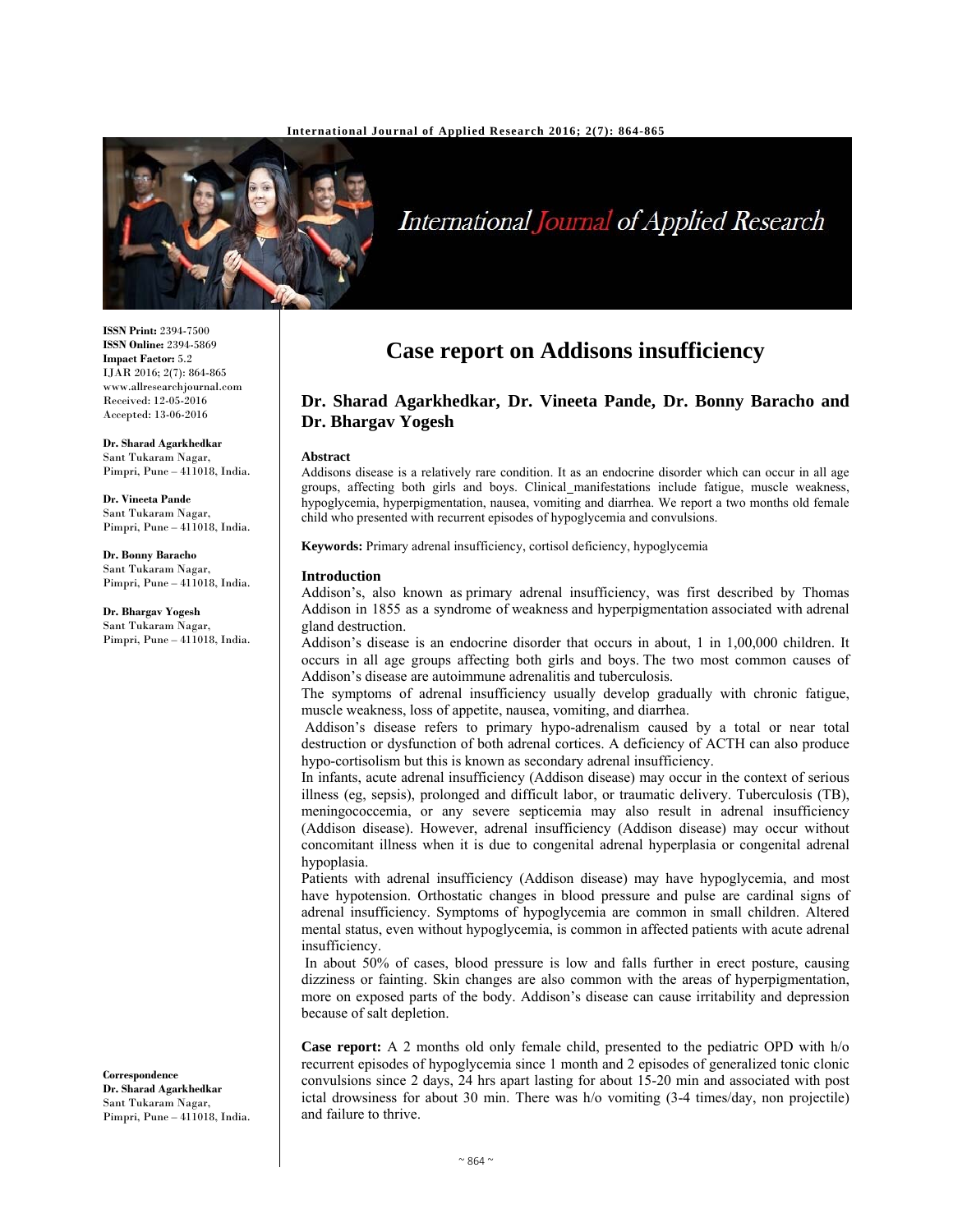ISSN Print: 2394-7500
ISSN Online: 2394-5869
Impact Factor: 5.2
IJAR 2016; 2(7): 864-865
www.allresearchjournal.com
Received: 12-05-2016
Accepted: 13-06-2016

**Dr. Sharad Agarkhedkar**
Sant Tukaram Nagar,
Pimpri, Pune – 411018, India.

**Dr. Vineeta Pande**
Sant Tukaram Nagar,
Pimpri, Pune – 411018, India.

**Dr. Bonny Baracho**
Sant Tukaram Nagar,
Pimpri, Pune – 411018, India.

**Dr. Bhargav Yogesh**
Sant Tukaram Nagar,
Pimpri, Pune – 411018, India.

**Correspondence**
**Dr. Sharad Agarkhedkar**
Sant Tukaram Nagar,
Pimpri, Pune – 411018, India.

# Case report on Addisons insufficiency

**Dr. Sharad Agarkhedkar, Dr. Vineeta Pande, Dr. Bonny Baracho and Dr. Bhargav Yogesh**

### Abstract
Addisons disease is a relatively rare condition. It as an endocrine disorder which can occur in all age groups, affecting both girls and boys. Clinical_manifestations include fatigue, muscle weakness, hypoglycemia, hyperpigmentation, nausea, vomiting and diarrhea. We report a two months old female child who presented with recurrent episodes of hypoglycemia and convulsions.

**Keywords:** Primary adrenal insufficiency, cortisol deficiency, hypoglycemia

### Introduction
Addison's, also known as primary adrenal insufficiency, was first described by Thomas Addison in 1855 as a syndrome of weakness and hyperpigmentation associated with adrenal gland destruction.

Addison's disease is an endocrine disorder that occurs in about, 1 in 1,00,000 children. It occurs in all age groups affecting both girls and boys. The two most common causes of Addison's disease are autoimmune adrenalitis and tuberculosis.

The symptoms of adrenal insufficiency usually develop gradually with chronic fatigue, muscle weakness, loss of appetite, nausea, vomiting, and diarrhea.

Addison's disease refers to primary hypo-adrenalism caused by a total or near total destruction or dysfunction of both adrenal cortices. A deficiency of ACTH can also produce hypo-cortisolism but this is known as secondary adrenal insufficiency.

In infants, acute adrenal insufficiency (Addison disease) may occur in the context of serious illness (eg, sepsis), prolonged and difficult labor, or traumatic delivery. Tuberculosis (TB), meningococcemia, or any severe septicemia may also result in adrenal insufficiency (Addison disease). However, adrenal insufficiency (Addison disease) may occur without concomitant illness when it is due to congenital adrenal hyperplasia or congenital adrenal hypoplasia.

Patients with adrenal insufficiency (Addison disease) may have hypoglycemia, and most have hypotension. Orthostatic changes in blood pressure and pulse are cardinal signs of adrenal insufficiency. Symptoms of hypoglycemia are common in small children. Altered mental status, even without hypoglycemia, is common in affected patients with acute adrenal insufficiency.

In about 50% of cases, blood pressure is low and falls further in erect posture, causing dizziness or fainting. Skin changes are also common with the areas of hyperpigmentation, more on exposed parts of the body. Addison's disease can cause irritability and depression because of salt depletion.

**Case report:** A 2 months old only female child, presented to the pediatric OPD with h/o recurrent episodes of hypoglycemia since 1 month and 2 episodes of generalized tonic clonic convulsions since 2 days, 24 hrs apart lasting for about 15-20 min and associated with post ictal drowsiness for about 30 min. There was h/o vomiting (3-4 times/day, non projectile) and failure to thrive.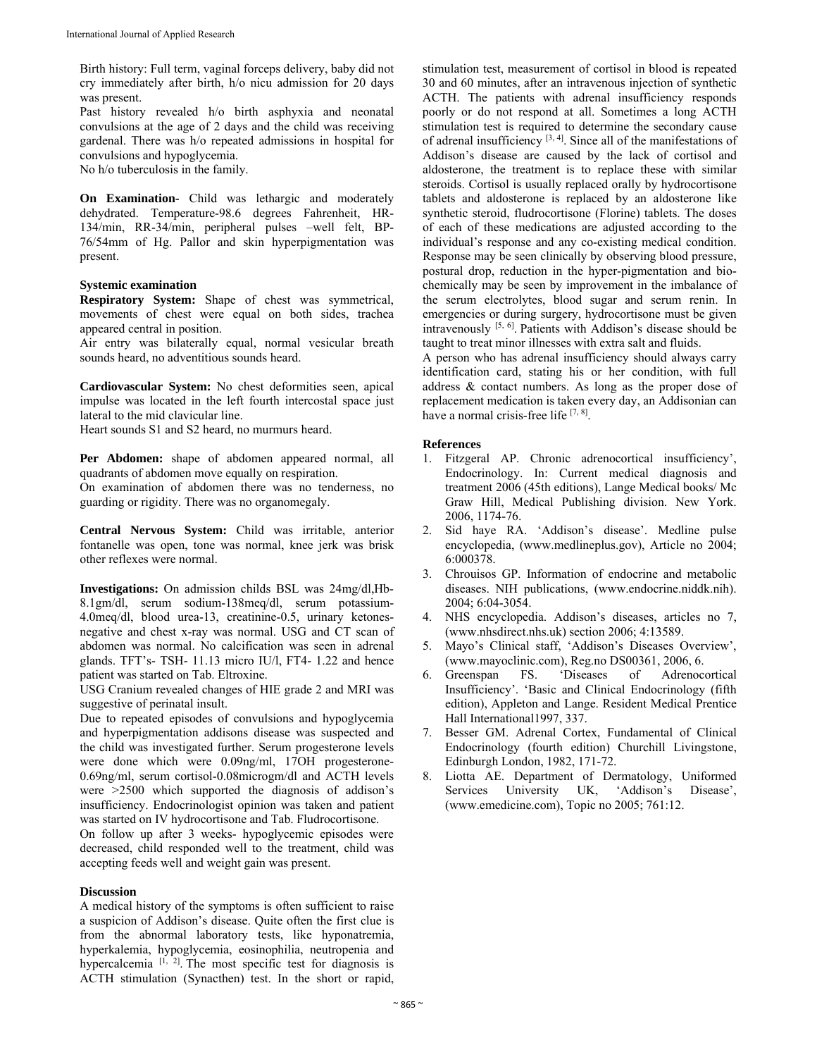Birth history: Full term, vaginal forceps delivery, baby did not cry immediately after birth, h/o nicu admission for 20 days was present.

Past history revealed h/o birth asphyxia and neonatal convulsions at the age of 2 days and the child was receiving gardenal. There was h/o repeated admissions in hospital for convulsions and hypoglycemia.

No h/o tuberculosis in the family.

**On Examination-** Child was lethargic and moderately dehydrated. Temperature-98.6 degrees Fahrenheit, HR-134/min, RR-34/min, peripheral pulses –well felt, BP-76/54mm of Hg. Pallor and skin hyperpigmentation was present.

### Systemic examination

**Respiratory System:** Shape of chest was symmetrical, movements of chest were equal on both sides, trachea appeared central in position.

Air entry was bilaterally equal, normal vesicular breath sounds heard, no adventitious sounds heard.

**Cardiovascular System:** No chest deformities seen, apical impulse was located in the left fourth intercostal space just lateral to the mid clavicular line.

Heart sounds S1 and S2 heard, no murmurs heard.

**Per Abdomen:** shape of abdomen appeared normal, all quadrants of abdomen move equally on respiration.

On examination of abdomen there was no tenderness, no guarding or rigidity. There was no organomegaly.

**Central Nervous System:** Child was irritable, anterior fontanelle was open, tone was normal, knee jerk was brisk other reflexes were normal.

**Investigations:** On admission childs BSL was 24mg/dl,Hb-8.1gm/dl, serum sodium-138meq/dl, serum potassium-4.0meq/dl, blood urea-13, creatinine-0.5, urinary ketones-negative and chest x-ray was normal. USG and CT scan of abdomen was normal. No calcification was seen in adrenal glands. TFT's- TSH- 11.13 micro IU/l, FT4- 1.22 and hence patient was started on Tab. Eltroxine.

USG Cranium revealed changes of HIE grade 2 and MRI was suggestive of perinatal insult.

Due to repeated episodes of convulsions and hypoglycemia and hyperpigmentation addisons disease was suspected and the child was investigated further. Serum progesterone levels were done which were 0.09ng/ml, 17OH progesterone-0.69ng/ml, serum cortisol-0.08microgm/dl and ACTH levels were >2500 which supported the diagnosis of addison's insufficiency. Endocrinologist opinion was taken and patient was started on IV hydrocortisone and Tab. Fludrocortisone.

On follow up after 3 weeks- hypoglycemic episodes were decreased, child responded well to the treatment, child was accepting feeds well and weight gain was present.

### Discussion

A medical history of the symptoms is often sufficient to raise a suspicion of Addison's disease. Quite often the first clue is from the abnormal laboratory tests, like hyponatremia, hyperkalemia, hypoglycemia, eosinophilia, neutropenia and hypercalcemia [1, 2]. The most specific test for diagnosis is ACTH stimulation (Synacthen) test. In the short or rapid, stimulation test, measurement of cortisol in blood is repeated 30 and 60 minutes, after an intravenous injection of synthetic ACTH. The patients with adrenal insufficiency responds poorly or do not respond at all. Sometimes a long ACTH stimulation test is required to determine the secondary cause of adrenal insufficiency [3, 4]. Since all of the manifestations of Addison's disease are caused by the lack of cortisol and aldosterone, the treatment is to replace these with similar steroids. Cortisol is usually replaced orally by hydrocortisone tablets and aldosterone is replaced by an aldosterone like synthetic steroid, fludrocortisone (Florine) tablets. The doses of each of these medications are adjusted according to the individual's response and any co-existing medical condition. Response may be seen clinically by observing blood pressure, postural drop, reduction in the hyper-pigmentation and bio-chemically may be seen by improvement in the imbalance of the serum electrolytes, blood sugar and serum renin. In emergencies or during surgery, hydrocortisone must be given intravenously [5, 6]. Patients with Addison's disease should be taught to treat minor illnesses with extra salt and fluids.

A person who has adrenal insufficiency should always carry identification card, stating his or her condition, with full address & contact numbers. As long as the proper dose of replacement medication is taken every day, an Addisonian can have a normal crisis-free life [7, 8].

### References

1. Fitzgeral AP. Chronic adrenocortical insufficiency', Endocrinology. In: Current medical diagnosis and treatment 2006 (45th editions), Lange Medical books/ Mc Graw Hill, Medical Publishing division. New York. 2006, 1174-76.
2. Sid haye RA. 'Addison's disease'. Medline pulse encyclopedia, (www.medlineplus.gov), Article no 2004; 6:000378.
3. Chrouisos GP. Information of endocrine and metabolic diseases. NIH publications, (www.endocrine.niddk.nih). 2004; 6:04-3054.
4. NHS encyclopedia. Addison's diseases, articles no 7, (www.nhsdirect.nhs.uk) section 2006; 4:13589.
5. Mayo's Clinical staff, 'Addison's Diseases Overview', (www.mayoclinic.com), Reg.no DS00361, 2006, 6.
6. Greenspan FS. 'Diseases of Adrenocortical Insufficiency'. 'Basic and Clinical Endocrinology (fifth edition), Appleton and Lange. Resident Medical Prentice Hall International1997, 337.
7. Besser GM. Adrenal Cortex, Fundamental of Clinical Endocrinology (fourth edition) Churchill Livingstone, Edinburgh London, 1982, 171-72.
8. Liotta AE. Department of Dermatology, Uniformed Services University UK, 'Addison's Disease', (www.emedicine.com), Topic no 2005; 761:12.